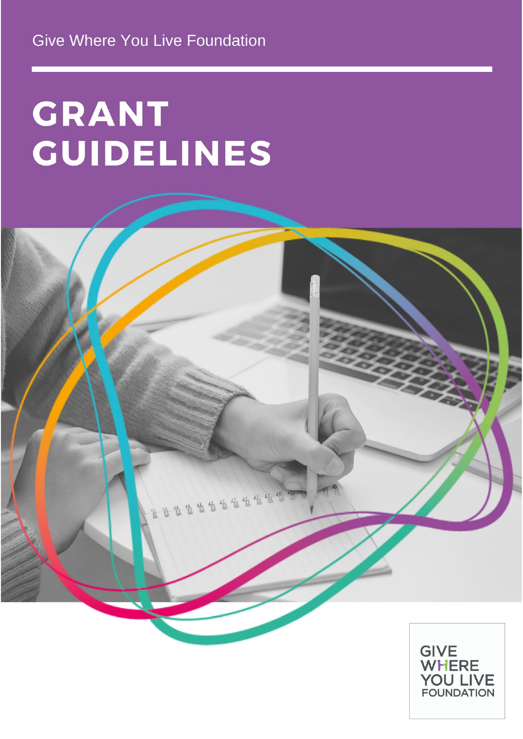Give Where You Live Foundation

# GRANT GUIDELINES

GIVE WHERE YOU LIVE FOUNDATION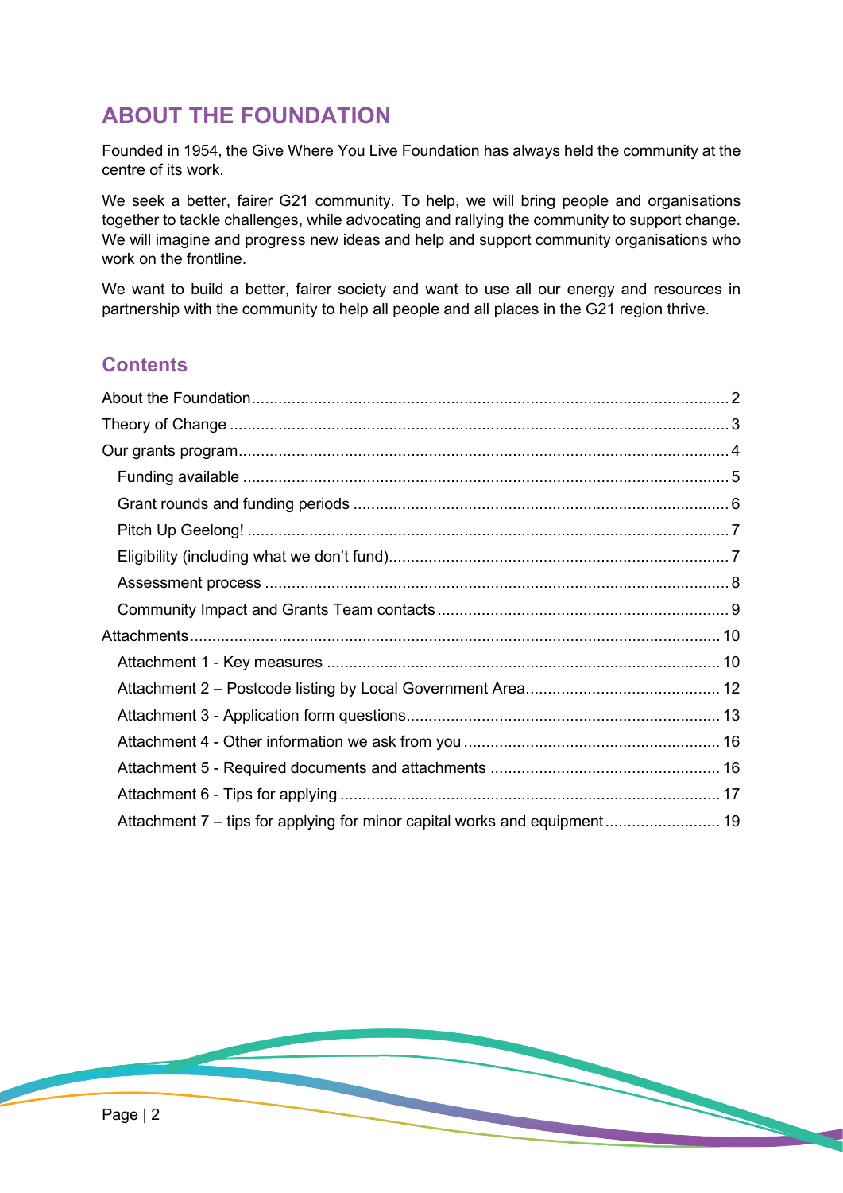# ABOUT THE FOUNDATION

Founded in 1954, the Give Where You Live Foundation has always held the community at the centre of its work.

We seek a better, fairer G21 community. To help, we will bring people and organisations together to tackle challenges, while advocating and rallying the community to support change. We will imagine and progress new ideas and help and support community organisations who work on the frontline.

We want to build a better, fairer society and want to use all our energy and resources in partnership with the community to help all people and all places in the G21 region thrive.

## Contents

- About the Foundation ........ 2
- Theory of Change ........ 3
- Our grants program ........ 4
  - Funding available ........ 5
  - Grant rounds and funding periods ........ 6
  - Pitch Up Geelong! ........ 7
  - Eligibility (including what we don't fund) ........ 7
  - Assessment process ........ 8
  - Community Impact and Grants Team contacts ........ 9
- Attachments ........ 10
  - Attachment 1 - Key measures ........ 10
  - Attachment 2 – Postcode listing by Local Government Area ........ 12
  - Attachment 3 - Application form questions ........ 13
  - Attachment 4 - Other information we ask from you ........ 16
  - Attachment 5 - Required documents and attachments ........ 16
  - Attachment 6 - Tips for applying ........ 17
  - Attachment 7 – tips for applying for minor capital works and equipment ........ 19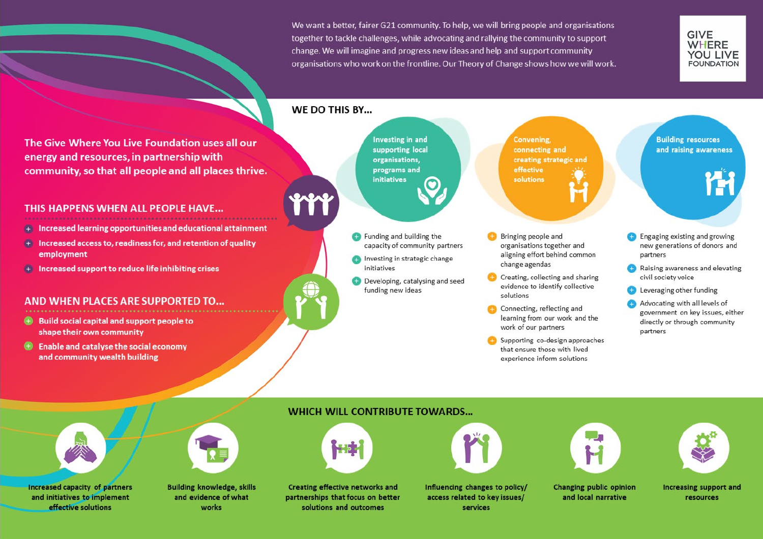We want a better, fairer G21 community. To help, we will bring people and organisations together to tackle challenges, while advocating and rallying the community to support change. We will imagine and progress new ideas and help and support community organisations who work on the frontline. Our Theory of Change shows how we will work.

GIVE WHERE YOU LIVE FOUNDATION

**The Give Where You Live Foundation uses all our energy and resources, in partnership with community, so that all people and all places thrive.**

## THIS HAPPENS WHEN ALL PEOPLE HAVE...

- Increased learning opportunities and educational attainment
- Increased access to, readiness for, and retention of quality employment
- Increased support to reduce life inhibiting crises

## AND WHEN PLACES ARE SUPPORTED TO...

- Build social capital and support people to shape their own community
- Enable and catalyse the social economy and community wealth building

## WE DO THIS BY...

### Investing in and supporting local organisations, programs and initiatives

- Funding and building the capacity of community partners
- Investing in strategic change initiatives
- Developing, catalysing and seed funding new ideas

### Convening, connecting and creating strategic and effective solutions

- Bringing people and organisations together and aligning effort behind common change agendas
- Creating, collecting and sharing evidence to identify collective solutions
- Connecting, reflecting and learning from our work and the work of our partners
- Supporting co-design approaches that ensure those with lived experience inform solutions

### Building resources and raising awareness

- Engaging existing and growing new generations of donors and partners
- Raising awareness and elevating civil society voice
- Leveraging other funding
- Advocating with all levels of government on key issues, either directly or through community partners

## WHICH WILL CONTRIBUTE TOWARDS...

- Increased capacity of partners and initiatives to implement effective solutions
- Building knowledge, skills and evidence of what works
- Creating effective networks and partnerships that focus on better solutions and outcomes
- Influencing changes to policy/ access related to key issues/ services
- Changing public opinion and local narrative
- Increasing support and resources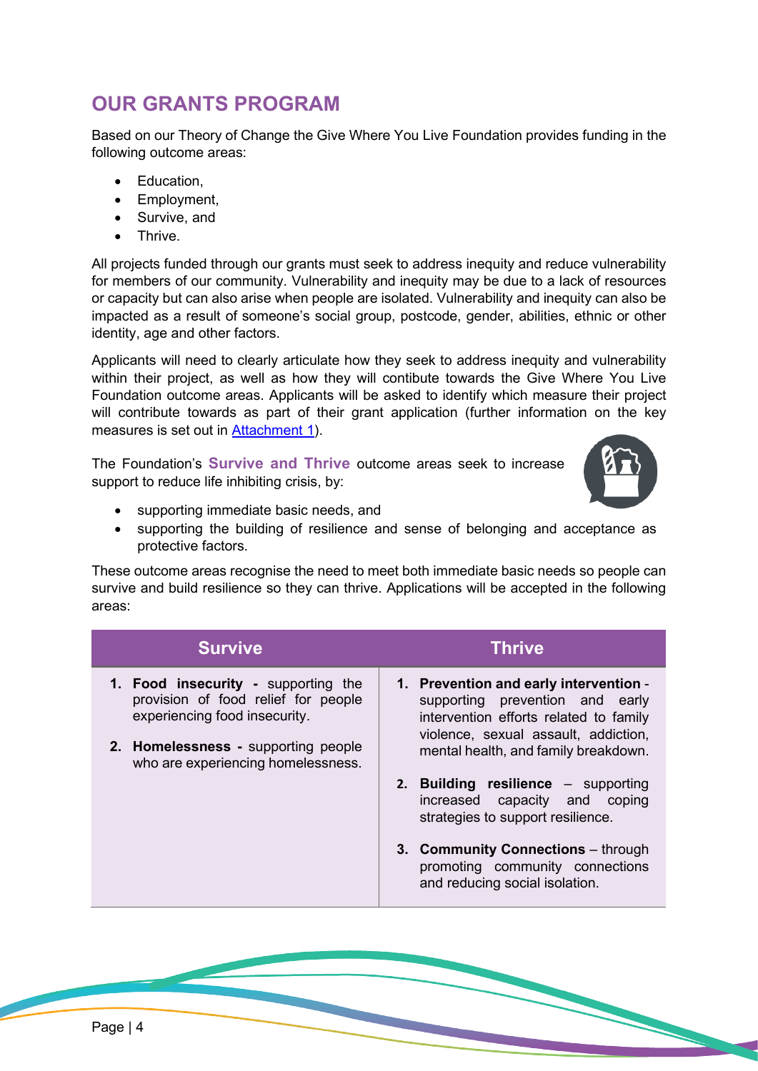## OUR GRANTS PROGRAM

Based on our Theory of Change the Give Where You Live Foundation provides funding in the following outcome areas:

- Education,
- Employment,
- Survive, and
- Thrive.

All projects funded through our grants must seek to address inequity and reduce vulnerability for members of our community. Vulnerability and inequity may be due to a lack of resources or capacity but can also arise when people are isolated. Vulnerability and inequity can also be impacted as a result of someone's social group, postcode, gender, abilities, ethnic or other identity, age and other factors.

Applicants will need to clearly articulate how they seek to address inequity and vulnerability within their project, as well as how they will contibute towards the Give Where You Live Foundation outcome areas. Applicants will be asked to identify which measure their project will contribute towards as part of their grant application (further information on the key measures is set out in Attachment 1).

The Foundation's **Survive and Thrive** outcome areas seek to increase support to reduce life inhibiting crisis, by:

- supporting immediate basic needs, and
- supporting the building of resilience and sense of belonging and acceptance as protective factors.

These outcome areas recognise the need to meet both immediate basic needs so people can survive and build resilience so they can thrive. Applications will be accepted in the following areas:

| Survive | Thrive |
|---|---|
| 1. **Food insecurity -** supporting the provision of food relief for people experiencing food insecurity.<br>2. **Homelessness -** supporting people who are experiencing homelessness. | 1. **Prevention and early intervention** - supporting prevention and early intervention efforts related to family violence, sexual assault, addiction, mental health, and family breakdown.<br>2. **Building resilience** – supporting increased capacity and coping strategies to support resilience.<br>3. **Community Connections** – through promoting community connections and reducing social isolation. |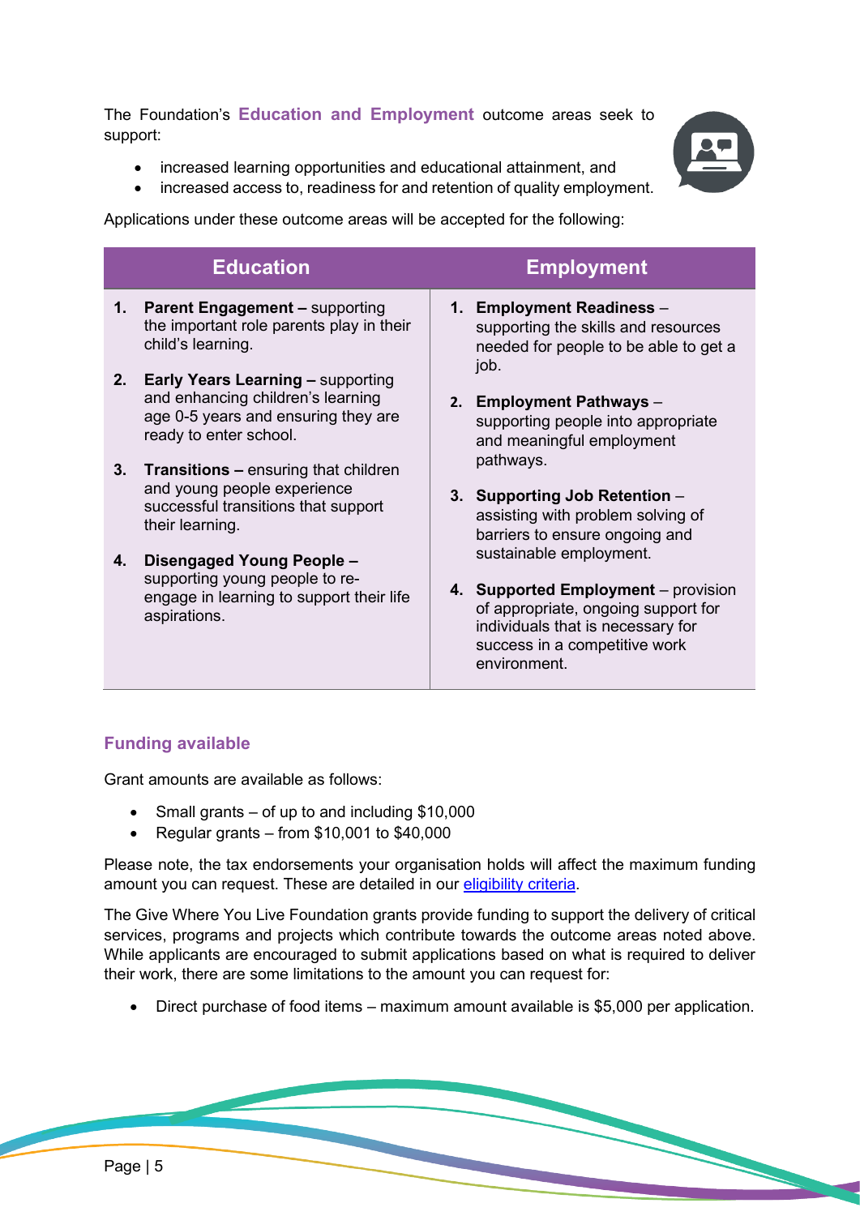The Foundation's **Education and Employment** outcome areas seek to support:

- increased learning opportunities and educational attainment, and
- increased access to, readiness for and retention of quality employment.

Applications under these outcome areas will be accepted for the following:

| Education | Employment |
|---|---|
| 1. **Parent Engagement –** supporting the important role parents play in their child's learning.<br>2. **Early Years Learning –** supporting and enhancing children's learning age 0-5 years and ensuring they are ready to enter school.<br>3. **Transitions –** ensuring that children and young people experience successful transitions that support their learning.<br>4. **Disengaged Young People –** supporting young people to re-engage in learning to support their life aspirations. | 1. **Employment Readiness** – supporting the skills and resources needed for people to be able to get a job.<br>2. **Employment Pathways** – supporting people into appropriate and meaningful employment pathways.<br>3. **Supporting Job Retention** – assisting with problem solving of barriers to ensure ongoing and sustainable employment.<br>4. **Supported Employment** – provision of appropriate, ongoing support for individuals that is necessary for success in a competitive work environment. |

## Funding available

Grant amounts are available as follows:

- Small grants – of up to and including $10,000
- Regular grants – from $10,001 to $40,000

Please note, the tax endorsements your organisation holds will affect the maximum funding amount you can request. These are detailed in our eligibility criteria.

The Give Where You Live Foundation grants provide funding to support the delivery of critical services, programs and projects which contribute towards the outcome areas noted above. While applicants are encouraged to submit applications based on what is required to deliver their work, there are some limitations to the amount you can request for:

- Direct purchase of food items – maximum amount available is $5,000 per application.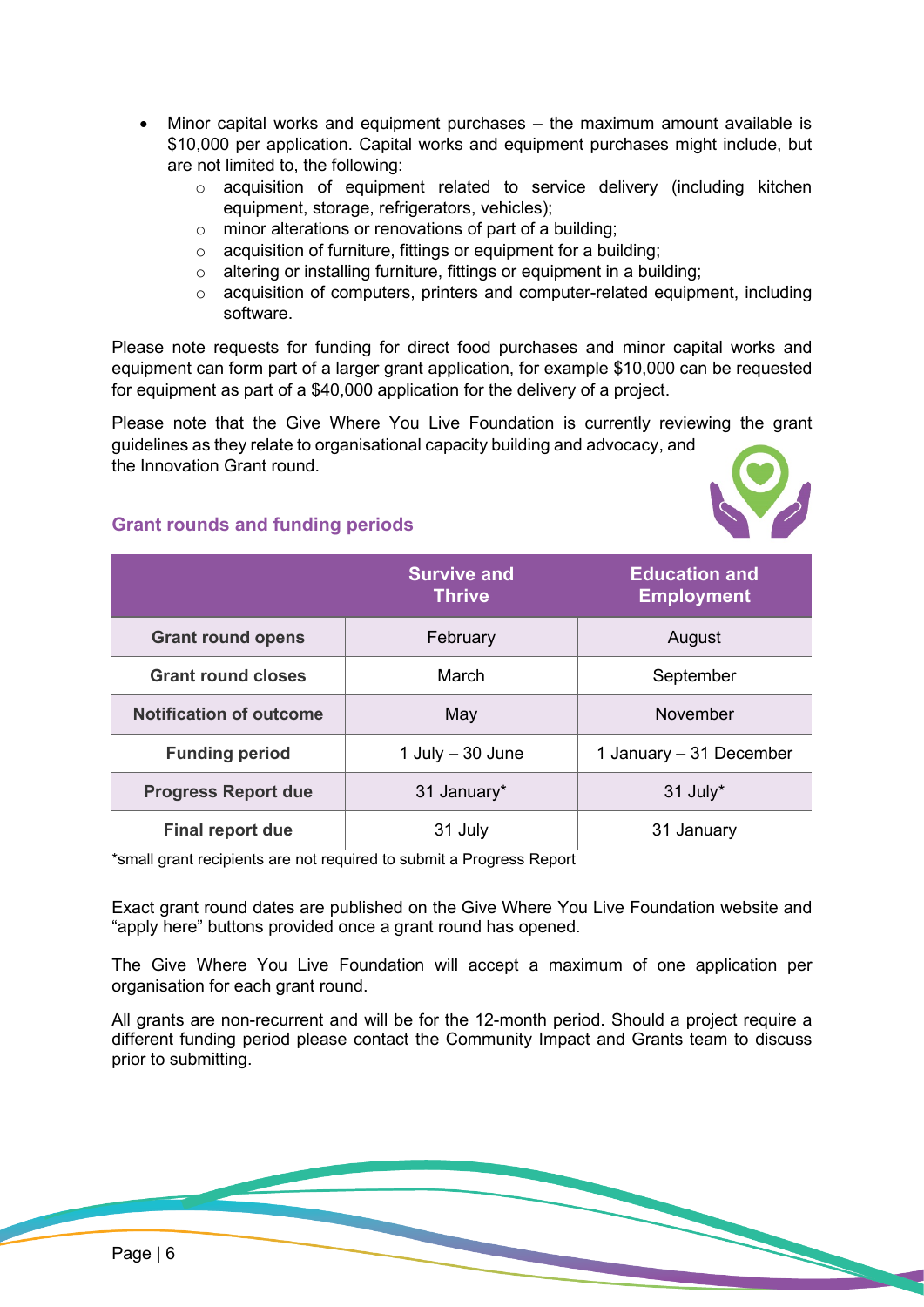- Minor capital works and equipment purchases – the maximum amount available is $10,000 per application. Capital works and equipment purchases might include, but are not limited to, the following:
    - acquisition of equipment related to service delivery (including kitchen equipment, storage, refrigerators, vehicles);
    - minor alterations or renovations of part of a building;
    - acquisition of furniture, fittings or equipment for a building;
    - altering or installing furniture, fittings or equipment in a building;
    - acquisition of computers, printers and computer-related equipment, including software.

Please note requests for funding for direct food purchases and minor capital works and equipment can form part of a larger grant application, for example $10,000 can be requested for equipment as part of a $40,000 application for the delivery of a project.

Please note that the Give Where You Live Foundation is currently reviewing the grant guidelines as they relate to organisational capacity building and advocacy, and the Innovation Grant round.

## Grant rounds and funding periods

| | Survive and Thrive | Education and Employment |
|---|---|---|
| **Grant round opens** | February | August |
| **Grant round closes** | March | September |
| **Notification of outcome** | May | November |
| **Funding period** | 1 July – 30 June | 1 January – 31 December |
| **Progress Report due** | 31 January* | 31 July* |
| **Final report due** | 31 July | 31 January |

*small grant recipients are not required to submit a Progress Report

Exact grant round dates are published on the Give Where You Live Foundation website and "apply here" buttons provided once a grant round has opened.

The Give Where You Live Foundation will accept a maximum of one application per organisation for each grant round.

All grants are non-recurrent and will be for the 12-month period. Should a project require a different funding period please contact the Community Impact and Grants team to discuss prior to submitting.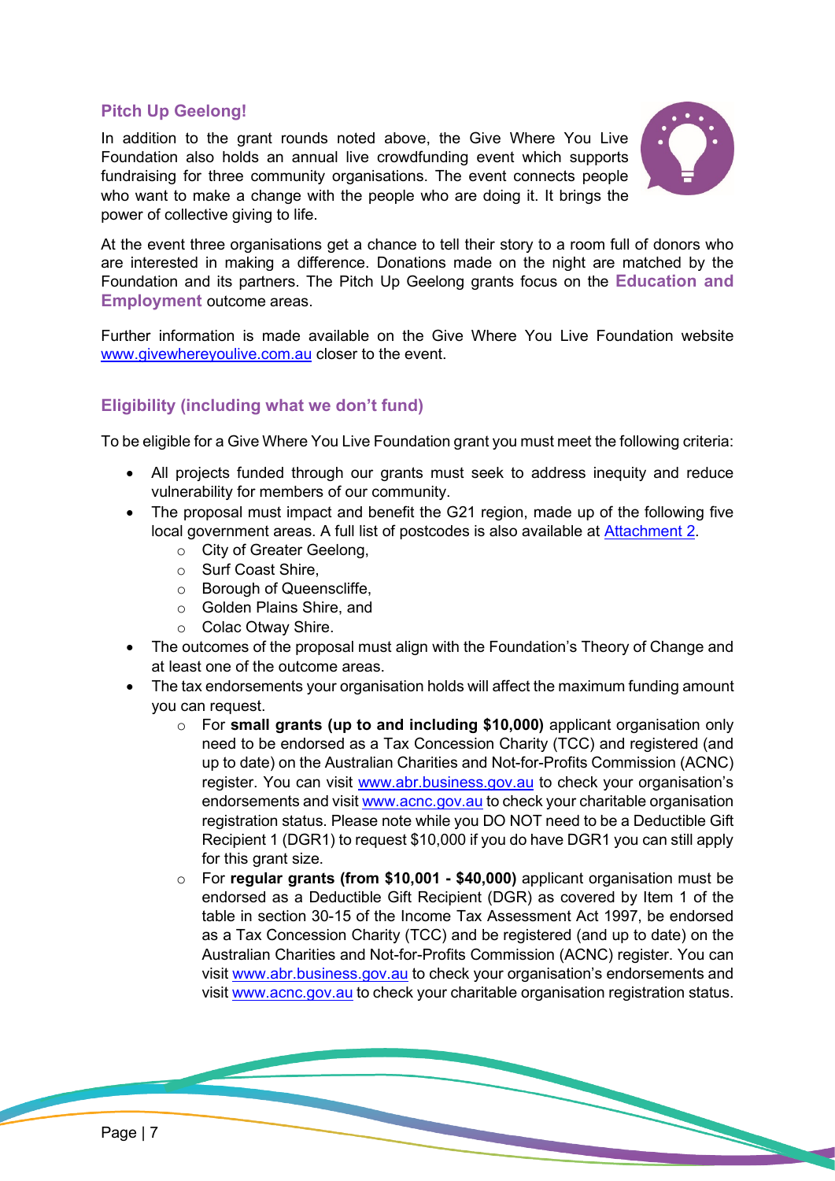## Pitch Up Geelong!

In addition to the grant rounds noted above, the Give Where You Live Foundation also holds an annual live crowdfunding event which supports fundraising for three community organisations. The event connects people who want to make a change with the people who are doing it. It brings the power of collective giving to life.

At the event three organisations get a chance to tell their story to a room full of donors who are interested in making a difference. Donations made on the night are matched by the Foundation and its partners. The Pitch Up Geelong grants focus on the **Education and Employment** outcome areas.

Further information is made available on the Give Where You Live Foundation website [www.givewhereyoulive.com.au](http://www.givewhereyoulive.com.au) closer to the event.

## Eligibility (including what we don't fund)

To be eligible for a Give Where You Live Foundation grant you must meet the following criteria:

- All projects funded through our grants must seek to address inequity and reduce vulnerability for members of our community.
- The proposal must impact and benefit the G21 region, made up of the following five local government areas. A full list of postcodes is also available at [Attachment 2](#).
    - City of Greater Geelong,
    - Surf Coast Shire,
    - Borough of Queenscliffe,
    - Golden Plains Shire, and
    - Colac Otway Shire.
- The outcomes of the proposal must align with the Foundation's Theory of Change and at least one of the outcome areas.
- The tax endorsements your organisation holds will affect the maximum funding amount you can request.
    - For **small grants (up to and including $10,000)** applicant organisation only need to be endorsed as a Tax Concession Charity (TCC) and registered (and up to date) on the Australian Charities and Not-for-Profits Commission (ACNC) register. You can visit [www.abr.business.gov.au](http://www.abr.business.gov.au) to check your organisation's endorsements and visit [www.acnc.gov.au](http://www.acnc.gov.au) to check your charitable organisation registration status. Please note while you DO NOT need to be a Deductible Gift Recipient 1 (DGR1) to request $10,000 if you do have DGR1 you can still apply for this grant size.
    - For **regular grants (from $10,001 - $40,000)** applicant organisation must be endorsed as a Deductible Gift Recipient (DGR) as covered by Item 1 of the table in section 30-15 of the Income Tax Assessment Act 1997, be endorsed as a Tax Concession Charity (TCC) and be registered (and up to date) on the Australian Charities and Not-for-Profits Commission (ACNC) register. You can visit [www.abr.business.gov.au](http://www.abr.business.gov.au) to check your organisation's endorsements and visit [www.acnc.gov.au](http://www.acnc.gov.au) to check your charitable organisation registration status.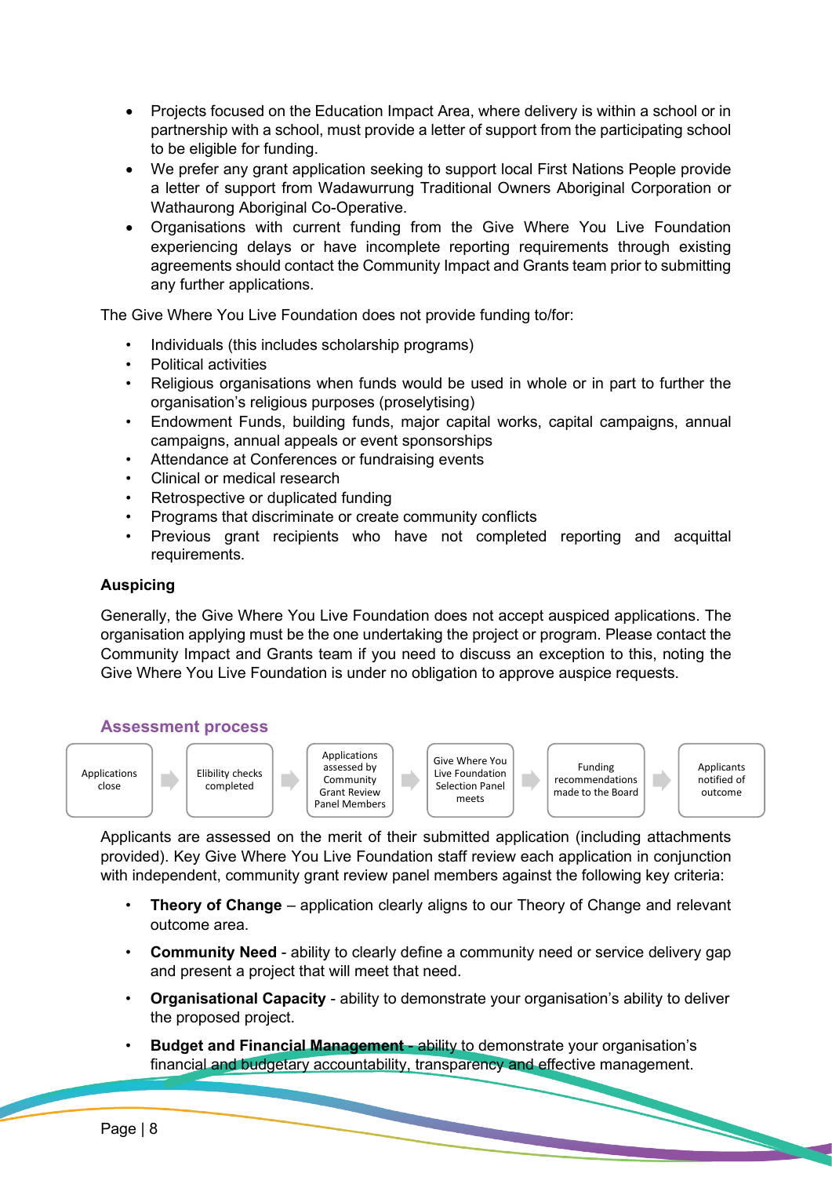- Projects focused on the Education Impact Area, where delivery is within a school or in partnership with a school, must provide a letter of support from the participating school to be eligible for funding.
- We prefer any grant application seeking to support local First Nations People provide a letter of support from Wadawurrung Traditional Owners Aboriginal Corporation or Wathaurong Aboriginal Co-Operative.
- Organisations with current funding from the Give Where You Live Foundation experiencing delays or have incomplete reporting requirements through existing agreements should contact the Community Impact and Grants team prior to submitting any further applications.

The Give Where You Live Foundation does not provide funding to/for:

- Individuals (this includes scholarship programs)
- Political activities
- Religious organisations when funds would be used in whole or in part to further the organisation's religious purposes (proselytising)
- Endowment Funds, building funds, major capital works, capital campaigns, annual campaigns, annual appeals or event sponsorships
- Attendance at Conferences or fundraising events
- Clinical or medical research
- Retrospective or duplicated funding
- Programs that discriminate or create community conflicts
- Previous grant recipients who have not completed reporting and acquittal requirements.

**Auspicing**

Generally, the Give Where You Live Foundation does not accept auspiced applications. The organisation applying must be the one undertaking the project or program. Please contact the Community Impact and Grants team if you need to discuss an exception to this, noting the Give Where You Live Foundation is under no obligation to approve auspice requests.

## Assessment process

Applications close → Elibility checks completed → Applications assessed by Community Grant Review Panel Members → Give Where You Live Foundation Selection Panel meets → Funding recommendations made to the Board → Applicants notified of outcome

Applicants are assessed on the merit of their submitted application (including attachments provided). Key Give Where You Live Foundation staff review each application in conjunction with independent, community grant review panel members against the following key criteria:

- **Theory of Change** – application clearly aligns to our Theory of Change and relevant outcome area.
- **Community Need** - ability to clearly define a community need or service delivery gap and present a project that will meet that need.
- **Organisational Capacity** - ability to demonstrate your organisation's ability to deliver the proposed project.
- **Budget and Financial Management** - ability to demonstrate your organisation's financial and budgetary accountability, transparency and effective management.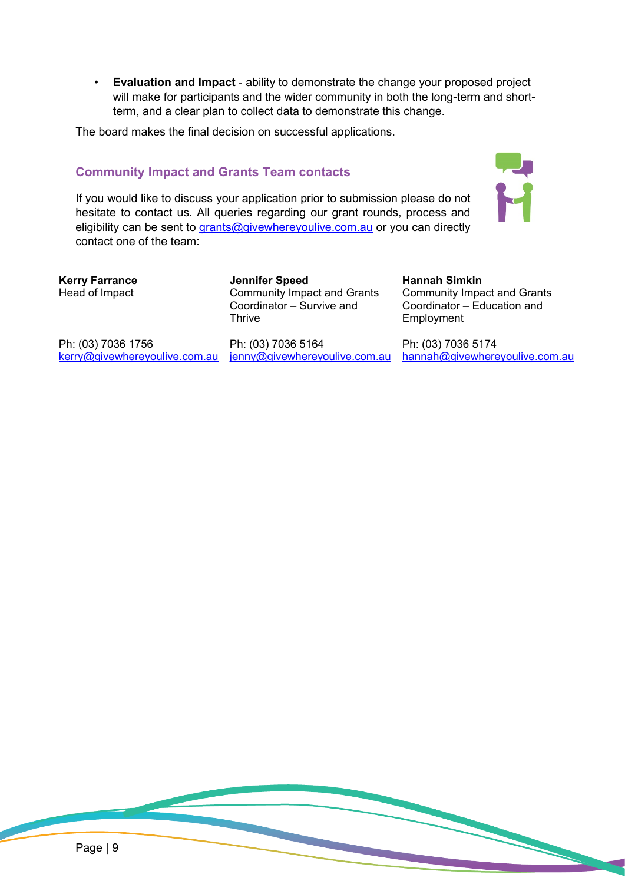- **Evaluation and Impact** - ability to demonstrate the change your proposed project will make for participants and the wider community in both the long-term and short-term, and a clear plan to collect data to demonstrate this change.

The board makes the final decision on successful applications.

### Community Impact and Grants Team contacts

If you would like to discuss your application prior to submission please do not hesitate to contact us. All queries regarding our grant rounds, process and eligibility can be sent to grants@givewhereyoulive.com.au or you can directly contact one of the team:

**Kerry Farrance**
Head of Impact

Ph: (03) 7036 1756
kerry@givewhereyoulive.com.au

**Jennifer Speed**
Community Impact and Grants Coordinator – Survive and Thrive

Ph: (03) 7036 5164
jenny@givewhereyoulive.com.au

**Hannah Simkin**
Community Impact and Grants Coordinator – Education and Employment

Ph: (03) 7036 5174
hannah@givewhereyoulive.com.au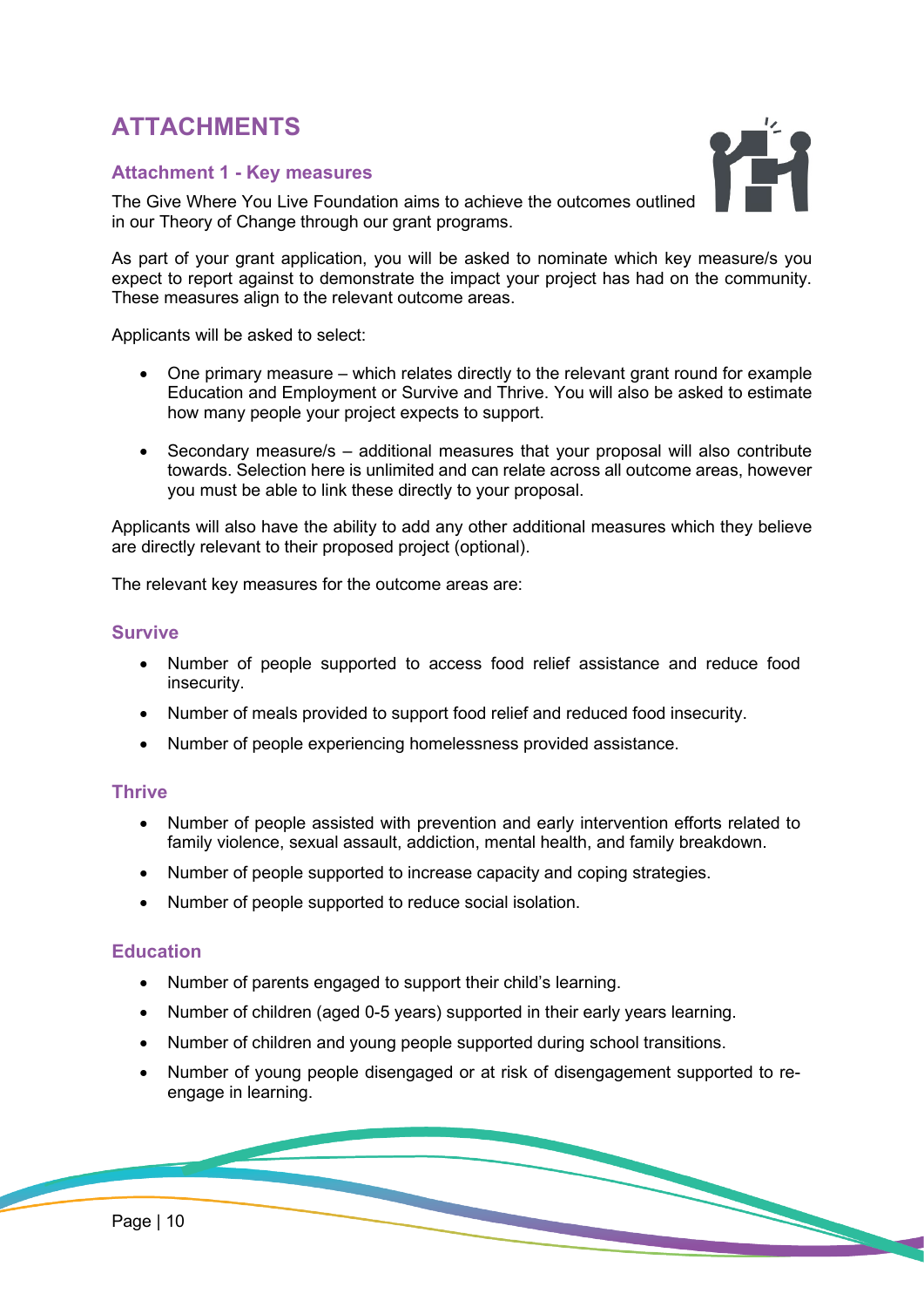# ATTACHMENTS

## Attachment 1 - Key measures

The Give Where You Live Foundation aims to achieve the outcomes outlined in our Theory of Change through our grant programs.

As part of your grant application, you will be asked to nominate which key measure/s you expect to report against to demonstrate the impact your project has had on the community. These measures align to the relevant outcome areas.

Applicants will be asked to select:

- One primary measure – which relates directly to the relevant grant round for example Education and Employment or Survive and Thrive. You will also be asked to estimate how many people your project expects to support.
- Secondary measure/s – additional measures that your proposal will also contribute towards. Selection here is unlimited and can relate across all outcome areas, however you must be able to link these directly to your proposal.

Applicants will also have the ability to add any other additional measures which they believe are directly relevant to their proposed project (optional).

The relevant key measures for the outcome areas are:

### Survive

- Number of people supported to access food relief assistance and reduce food insecurity.
- Number of meals provided to support food relief and reduced food insecurity.
- Number of people experiencing homelessness provided assistance.

### Thrive

- Number of people assisted with prevention and early intervention efforts related to family violence, sexual assault, addiction, mental health, and family breakdown.
- Number of people supported to increase capacity and coping strategies.
- Number of people supported to reduce social isolation.

### Education

- Number of parents engaged to support their child's learning.
- Number of children (aged 0-5 years) supported in their early years learning.
- Number of children and young people supported during school transitions.
- Number of young people disengaged or at risk of disengagement supported to re-engage in learning.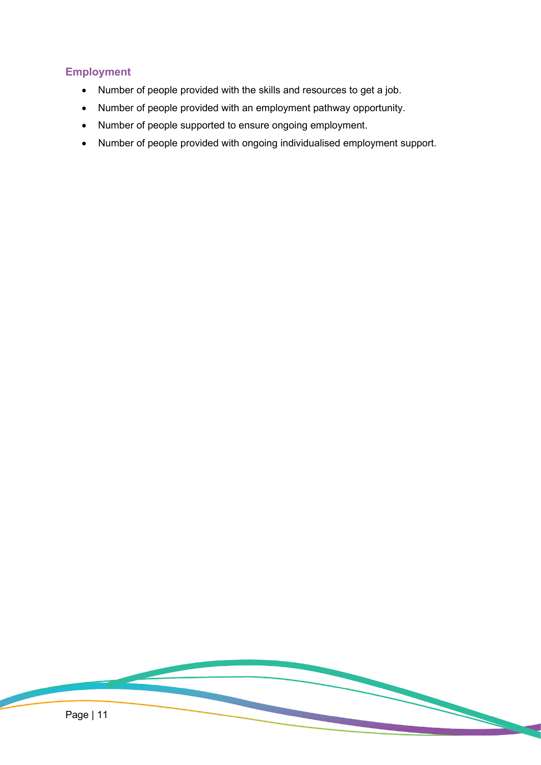### Employment

- Number of people provided with the skills and resources to get a job.
- Number of people provided with an employment pathway opportunity.
- Number of people supported to ensure ongoing employment.
- Number of people provided with ongoing individualised employment support.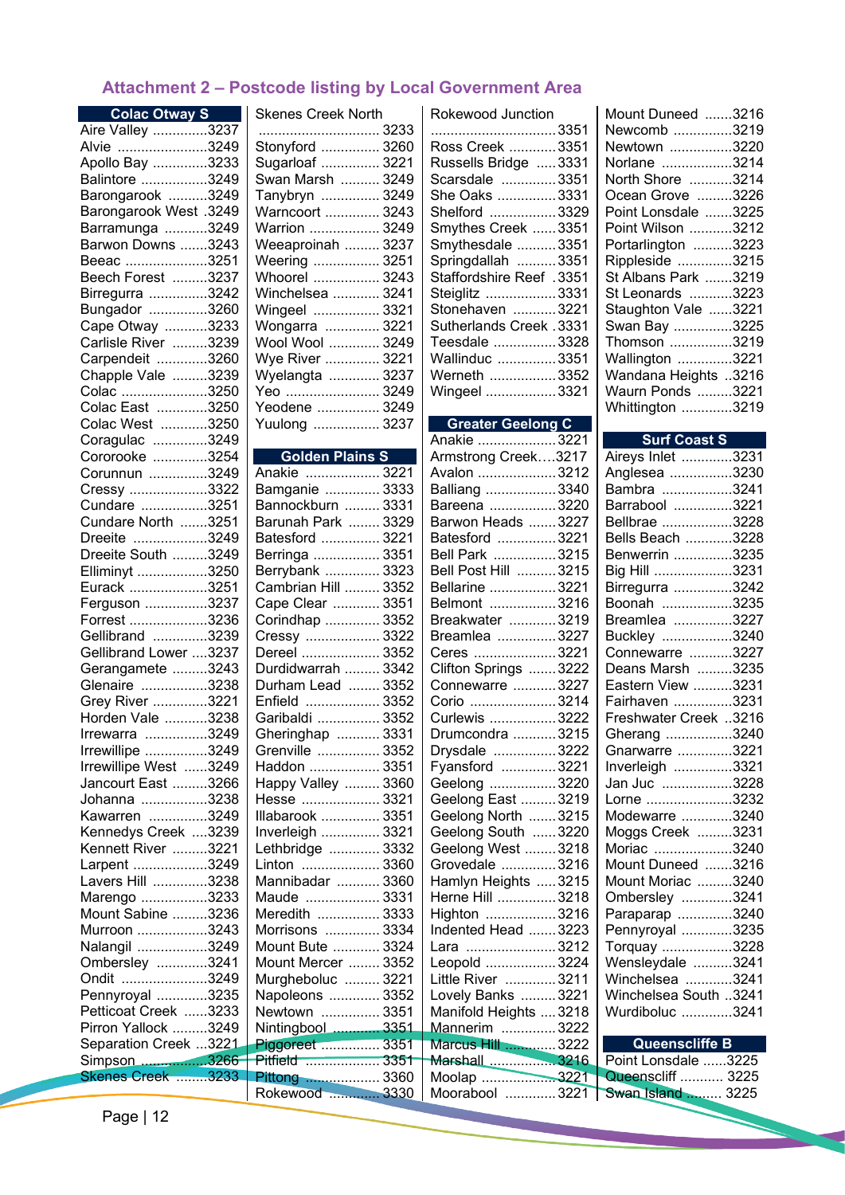## Attachment 2 – Postcode listing by Local Government Area

### Colac Otway S

| Locality | Postcode |
|---|---|
| Aire Valley | 3237 |
| Alvie | 3249 |
| Apollo Bay | 3233 |
| Balintore | 3249 |
| Barongarook | 3249 |
| Barongarook West | 3249 |
| Barramunga | 3249 |
| Barwon Downs | 3243 |
| Beeac | 3251 |
| Beech Forest | 3237 |
| Birregurra | 3242 |
| Bungador | 3260 |
| Cape Otway | 3233 |
| Carlisle River | 3239 |
| Carpendeit | 3260 |
| Chapple Vale | 3239 |
| Colac | 3250 |
| Colac East | 3250 |
| Colac West | 3250 |
| Coragulac | 3249 |
| Cororooke | 3254 |
| Corunnun | 3249 |
| Cressy | 3322 |
| Cundare | 3251 |
| Cundare North | 3251 |
| Dreeite | 3249 |
| Dreeite South | 3249 |
| Elliminyt | 3250 |
| Eurack | 3251 |
| Ferguson | 3237 |
| Forrest | 3236 |
| Gellibrand | 3239 |
| Gellibrand Lower | 3237 |
| Gerangamete | 3243 |
| Glenaire | 3238 |
| Grey River | 3221 |
| Horden Vale | 3238 |
| Irrewarra | 3249 |
| Irrewillipe | 3249 |
| Irrewillipe West | 3249 |
| Jancourt East | 3266 |
| Johanna | 3238 |
| Kawarren | 3249 |
| Kennedys Creek | 3239 |
| Kennett River | 3221 |
| Larpent | 3249 |
| Lavers Hill | 3238 |
| Marengo | 3233 |
| Mount Sabine | 3236 |
| Murroon | 3243 |
| Nalangil | 3249 |
| Ombersley | 3241 |
| Ondit | 3249 |
| Pennyroyal | 3235 |
| Petticoat Creek | 3233 |
| Pirron Yallock | 3249 |
| Separation Creek | 3221 |
| Simpson | 3266 |
| Skenes Creek | 3233 |
| Skenes Creek North | 3233 |
| Stonyford | 3260 |
| Sugarloaf | 3221 |
| Swan Marsh | 3249 |
| Tanybryn | 3249 |
| Warncoort | 3243 |
| Warrion | 3249 |
| Weeaproinah | 3237 |
| Weering | 3251 |
| Whoorel | 3243 |
| Winchelsea | 3241 |
| Wingeel | 3321 |
| Wongarra | 3221 |
| Wool Wool | 3249 |
| Wye River | 3221 |
| Wyelangta | 3237 |
| Yeo | 3249 |
| Yeodene | 3249 |
| Yuulong | 3237 |

### Golden Plains S

| Locality | Postcode |
|---|---|
| Anakie | 3221 |
| Bamganie | 3333 |
| Bannockburn | 3331 |
| Barunah Park | 3329 |
| Batesford | 3221 |
| Berringa | 3351 |
| Berrybank | 3323 |
| Cambrian Hill | 3352 |
| Cape Clear | 3351 |
| Corindhap | 3352 |
| Cressy | 3322 |
| Dereel | 3352 |
| Durdidwarrah | 3342 |
| Durham Lead | 3352 |
| Enfield | 3352 |
| Garibaldi | 3352 |
| Gheringhap | 3331 |
| Grenville | 3352 |
| Haddon | 3351 |
| Happy Valley | 3360 |
| Hesse | 3321 |
| Illabarook | 3351 |
| Inverleigh | 3321 |
| Lethbridge | 3332 |
| Linton | 3360 |
| Mannibadar | 3360 |
| Maude | 3331 |
| Meredith | 3333 |
| Morrisons | 3334 |
| Mount Bute | 3324 |
| Mount Mercer | 3352 |
| Murgheboluc | 3221 |
| Napoleons | 3352 |
| Newtown | 3351 |
| Nintingbool | 3351 |
| Piggoreet | 3351 |
| Pitfield | 3351 |
| Pittong | 3360 |
| Rokewood | 3330 |
| Rokewood Junction | 3351 |
| Ross Creek | 3351 |
| Russells Bridge | 3331 |
| Scarsdale | 3351 |
| She Oaks | 3331 |
| Shelford | 3329 |
| Smythes Creek | 3351 |
| Smythesdale | 3351 |
| Springdallah | 3351 |
| Staffordshire Reef | 3351 |
| Steiglitz | 3331 |
| Stonehaven | 3221 |
| Sutherlands Creek | 3331 |
| Teesdale | 3328 |
| Wallinduc | 3351 |
| Werneth | 3352 |
| Wingeel | 3321 |

### Greater Geelong C

| Locality | Postcode |
|---|---|
| Anakie | 3221 |
| Armstrong Creek | 3217 |
| Avalon | 3212 |
| Balliang | 3340 |
| Bareena | 3220 |
| Barwon Heads | 3227 |
| Batesford | 3221 |
| Bell Park | 3215 |
| Bell Post Hill | 3215 |
| Bellarine | 3221 |
| Belmont | 3216 |
| Breakwater | 3219 |
| Breamlea | 3227 |
| Ceres | 3221 |
| Clifton Springs | 3222 |
| Connewarre | 3227 |
| Corio | 3214 |
| Curlewis | 3222 |
| Drumcondra | 3215 |
| Drysdale | 3222 |
| Fyansford | 3221 |
| Geelong | 3220 |
| Geelong East | 3219 |
| Geelong North | 3215 |
| Geelong South | 3220 |
| Geelong West | 3218 |
| Grovedale | 3216 |
| Hamlyn Heights | 3215 |
| Herne Hill | 3218 |
| Highton | 3216 |
| Indented Head | 3223 |
| Lara | 3212 |
| Leopold | 3224 |
| Little River | 3211 |
| Lovely Banks | 3221 |
| Manifold Heights | 3218 |
| Mannerim | 3222 |
| Marcus Hill | 3222 |
| Marshall | 3216 |
| Moolap | 3221 |
| Moorabool | 3221 |
| Mount Duneed | 3216 |
| Newcomb | 3219 |
| Newtown | 3220 |
| Norlane | 3214 |
| North Shore | 3214 |
| Ocean Grove | 3226 |
| Point Lonsdale | 3225 |
| Point Wilson | 3212 |
| Portarlington | 3223 |
| Rippleside | 3215 |
| St Albans Park | 3219 |
| St Leonards | 3223 |
| Staughton Vale | 3221 |
| Swan Bay | 3225 |
| Thomson | 3219 |
| Wallington | 3221 |
| Wandana Heights | 3216 |
| Waurn Ponds | 3221 |
| Whittington | 3219 |

### Surf Coast S

| Locality | Postcode |
|---|---|
| Aireys Inlet | 3231 |
| Anglesea | 3230 |
| Bambra | 3241 |
| Barrabool | 3221 |
| Bellbrae | 3228 |
| Bells Beach | 3228 |
| Benwerrin | 3235 |
| Big Hill | 3231 |
| Birregurra | 3242 |
| Boonah | 3235 |
| Breamlea | 3227 |
| Buckley | 3240 |
| Connewarre | 3227 |
| Deans Marsh | 3235 |
| Eastern View | 3231 |
| Fairhaven | 3231 |
| Freshwater Creek | 3216 |
| Gherang | 3240 |
| Gnarwarre | 3221 |
| Inverleigh | 3321 |
| Jan Juc | 3228 |
| Lorne | 3232 |
| Modewarre | 3240 |
| Moggs Creek | 3231 |
| Moriac | 3240 |
| Mount Duneed | 3216 |
| Mount Moriac | 3240 |
| Ombersley | 3241 |
| Paraparap | 3240 |
| Pennyroyal | 3235 |
| Torquay | 3228 |
| Wensleydale | 3241 |
| Winchelsea | 3241 |
| Winchelsea South | 3241 |
| Wurdiboluc | 3241 |

### Queenscliffe B

| Locality | Postcode |
|---|---|
| Point Lonsdale | 3225 |
| Queenscliff | 3225 |
| Swan Island | 3225 |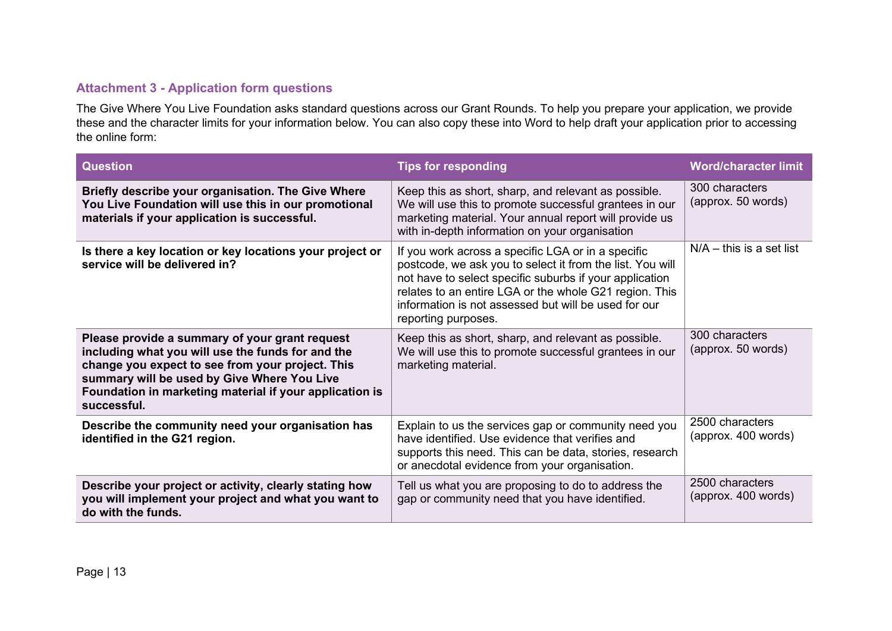### Attachment 3 - Application form questions

The Give Where You Live Foundation asks standard questions across our Grant Rounds. To help you prepare your application, we provide these and the character limits for your information below. You can also copy these into Word to help draft your application prior to accessing the online form:

| Question | Tips for responding | Word/character limit |
| --- | --- | --- |
| **Briefly describe your organisation. The Give Where You Live Foundation will use this in our promotional materials if your application is successful.** | Keep this as short, sharp, and relevant as possible. We will use this to promote successful grantees in our marketing material. Your annual report will provide us with in-depth information on your organisation | 300 characters (approx. 50 words) |
| **Is there a key location or key locations your project or service will be delivered in?** | If you work across a specific LGA or in a specific postcode, we ask you to select it from the list. You will not have to select specific suburbs if your application relates to an entire LGA or the whole G21 region. This information is not assessed but will be used for our reporting purposes. | N/A – this is a set list |
| **Please provide a summary of your grant request including what you will use the funds for and the change you expect to see from your project. This summary will be used by Give Where You Live Foundation in marketing material if your application is successful.** | Keep this as short, sharp, and relevant as possible. We will use this to promote successful grantees in our marketing material. | 300 characters (approx. 50 words) |
| **Describe the community need your organisation has identified in the G21 region.** | Explain to us the services gap or community need you have identified. Use evidence that verifies and supports this need. This can be data, stories, research or anecdotal evidence from your organisation. | 2500 characters (approx. 400 words) |
| **Describe your project or activity, clearly stating how you will implement your project and what you want to do with the funds.** | Tell us what you are proposing to do to address the gap or community need that you have identified. | 2500 characters (approx. 400 words) |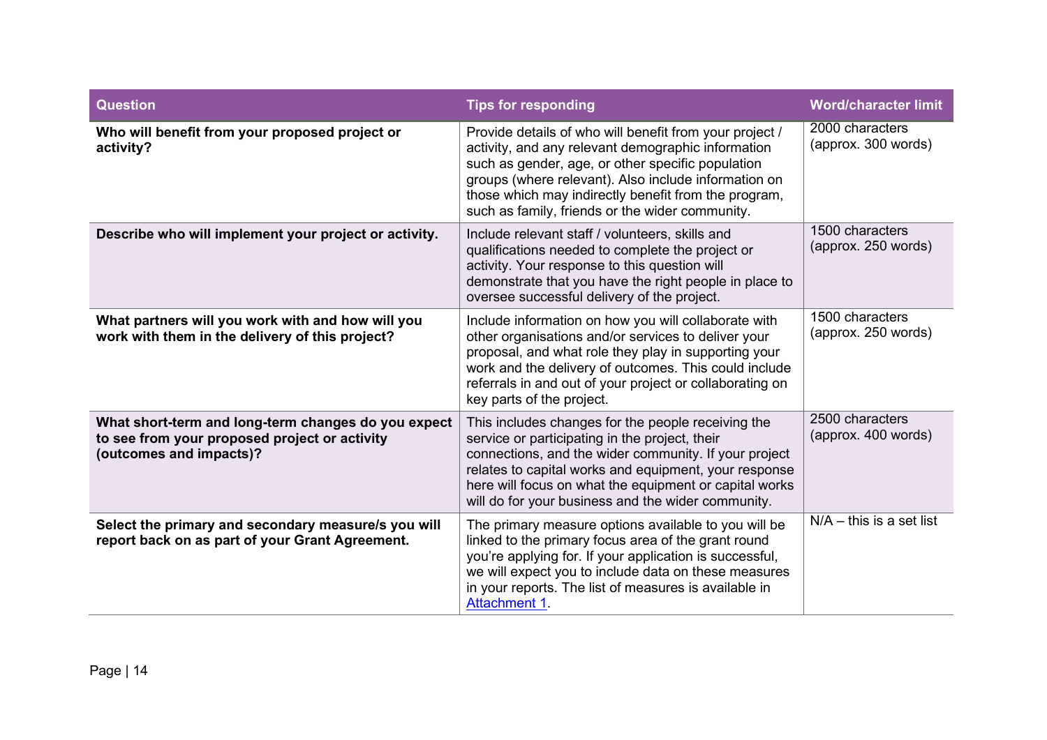| Question | Tips for responding | Word/character limit |
|---|---|---|
| **Who will benefit from your proposed project or activity?** | Provide details of who will benefit from your project / activity, and any relevant demographic information such as gender, age, or other specific population groups (where relevant). Also include information on those which may indirectly benefit from the program, such as family, friends or the wider community. | 2000 characters (approx. 300 words) |
| **Describe who will implement your project or activity.** | Include relevant staff / volunteers, skills and qualifications needed to complete the project or activity. Your response to this question will demonstrate that you have the right people in place to oversee successful delivery of the project. | 1500 characters (approx. 250 words) |
| **What partners will you work with and how will you work with them in the delivery of this project?** | Include information on how you will collaborate with other organisations and/or services to deliver your proposal, and what role they play in supporting your work and the delivery of outcomes. This could include referrals in and out of your project or collaborating on key parts of the project. | 1500 characters (approx. 250 words) |
| **What short-term and long-term changes do you expect to see from your proposed project or activity (outcomes and impacts)?** | This includes changes for the people receiving the service or participating in the project, their connections, and the wider community. If your project relates to capital works and equipment, your response here will focus on what the equipment or capital works will do for your business and the wider community. | 2500 characters (approx. 400 words) |
| **Select the primary and secondary measure/s you will report back on as part of your Grant Agreement.** | The primary measure options available to you will be linked to the primary focus area of the grant round you're applying for. If your application is successful, we will expect you to include data on these measures in your reports. The list of measures is available in Attachment 1. | N/A – this is a set list |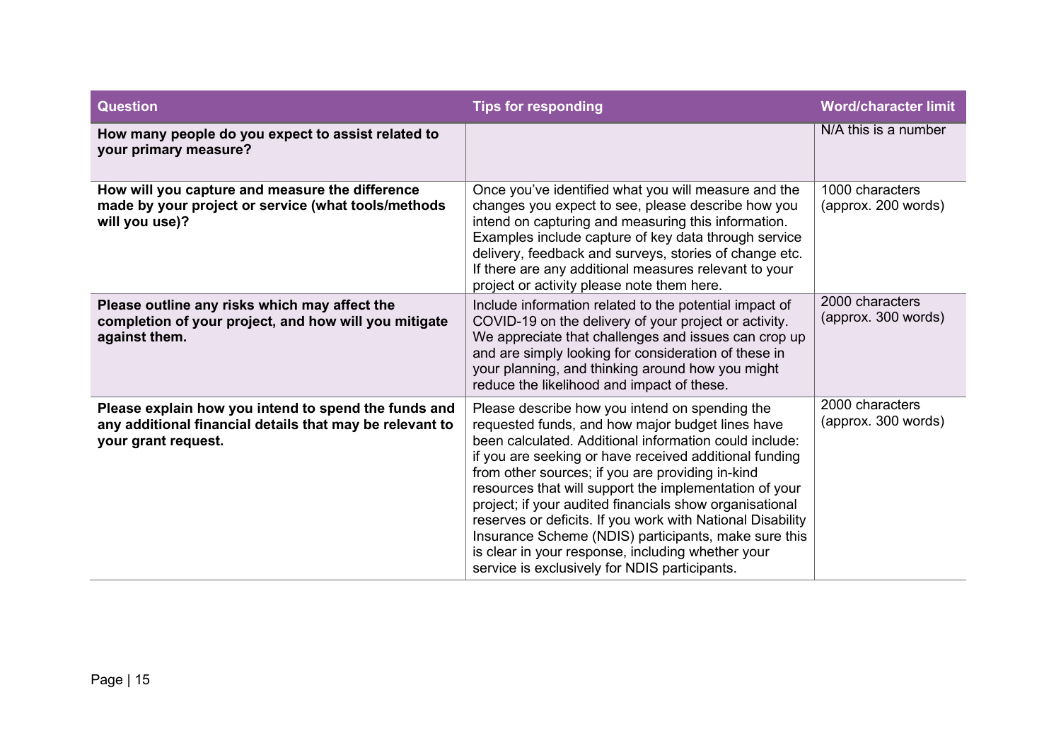| Question | Tips for responding | Word/character limit |
| --- | --- | --- |
| **How many people do you expect to assist related to your primary measure?** | | N/A this is a number |
| **How will you capture and measure the difference made by your project or service (what tools/methods will you use)?** | Once you've identified what you will measure and the changes you expect to see, please describe how you intend on capturing and measuring this information. Examples include capture of key data through service delivery, feedback and surveys, stories of change etc. If there are any additional measures relevant to your project or activity please note them here. | 1000 characters (approx. 200 words) |
| **Please outline any risks which may affect the completion of your project, and how will you mitigate against them.** | Include information related to the potential impact of COVID-19 on the delivery of your project or activity. We appreciate that challenges and issues can crop up and are simply looking for consideration of these in your planning, and thinking around how you might reduce the likelihood and impact of these. | 2000 characters (approx. 300 words) |
| **Please explain how you intend to spend the funds and any additional financial details that may be relevant to your grant request.** | Please describe how you intend on spending the requested funds, and how major budget lines have been calculated. Additional information could include: if you are seeking or have received additional funding from other sources; if you are providing in-kind resources that will support the implementation of your project; if your audited financials show organisational reserves or deficits. If you work with National Disability Insurance Scheme (NDIS) participants, make sure this is clear in your response, including whether your service is exclusively for NDIS participants. | 2000 characters (approx. 300 words) |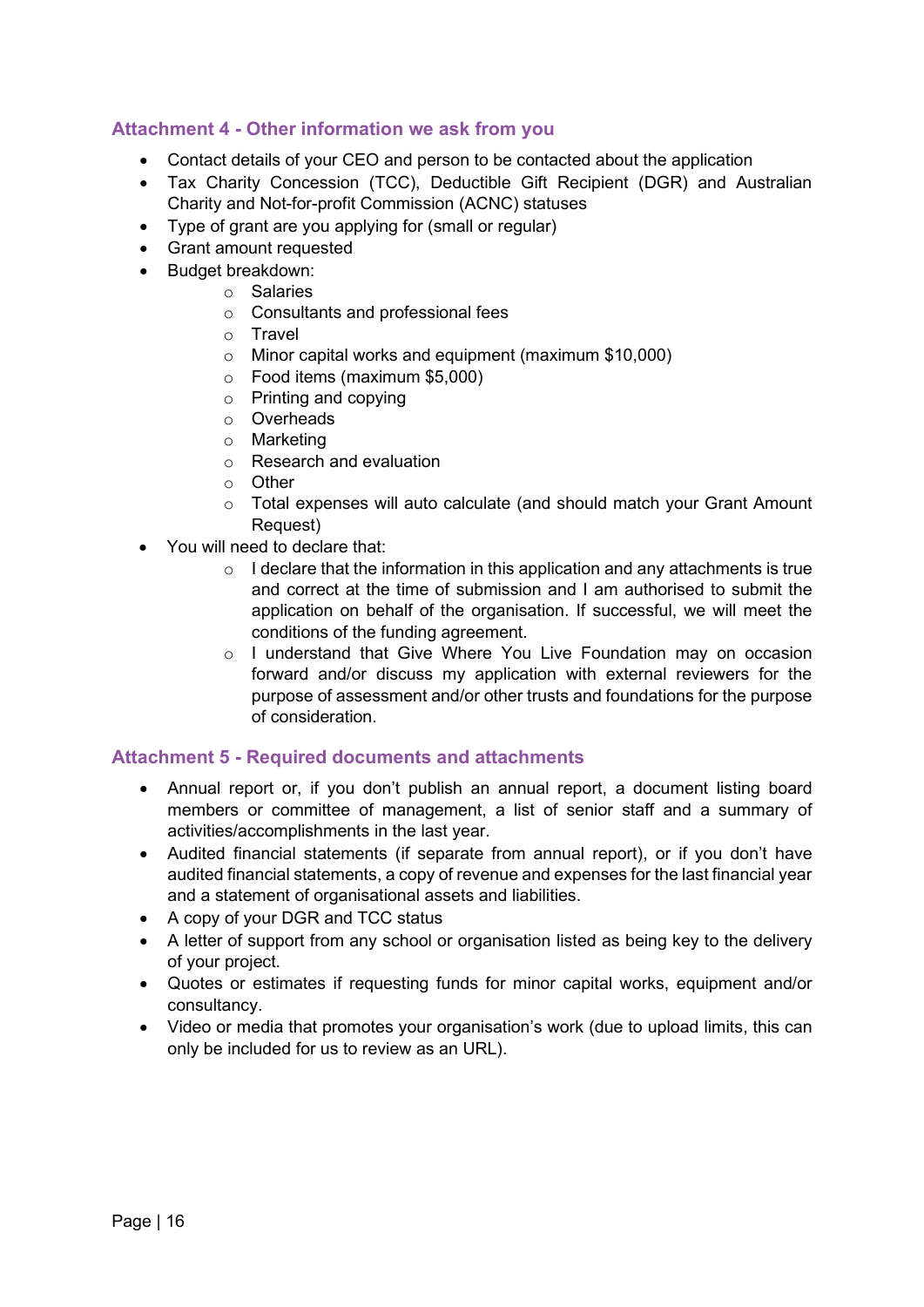### Attachment 4 - Other information we ask from you

- Contact details of your CEO and person to be contacted about the application
- Tax Charity Concession (TCC), Deductible Gift Recipient (DGR) and Australian Charity and Not-for-profit Commission (ACNC) statuses
- Type of grant are you applying for (small or regular)
- Grant amount requested
- Budget breakdown:
  - Salaries
  - Consultants and professional fees
  - Travel
  - Minor capital works and equipment (maximum $10,000)
  - Food items (maximum $5,000)
  - Printing and copying
  - Overheads
  - Marketing
  - Research and evaluation
  - Other
  - Total expenses will auto calculate (and should match your Grant Amount Request)
- You will need to declare that:
  - I declare that the information in this application and any attachments is true and correct at the time of submission and I am authorised to submit the application on behalf of the organisation. If successful, we will meet the conditions of the funding agreement.
  - I understand that Give Where You Live Foundation may on occasion forward and/or discuss my application with external reviewers for the purpose of assessment and/or other trusts and foundations for the purpose of consideration.

### Attachment 5 - Required documents and attachments

- Annual report or, if you don't publish an annual report, a document listing board members or committee of management, a list of senior staff and a summary of activities/accomplishments in the last year.
- Audited financial statements (if separate from annual report), or if you don't have audited financial statements, a copy of revenue and expenses for the last financial year and a statement of organisational assets and liabilities.
- A copy of your DGR and TCC status
- A letter of support from any school or organisation listed as being key to the delivery of your project.
- Quotes or estimates if requesting funds for minor capital works, equipment and/or consultancy.
- Video or media that promotes your organisation's work (due to upload limits, this can only be included for us to review as an URL).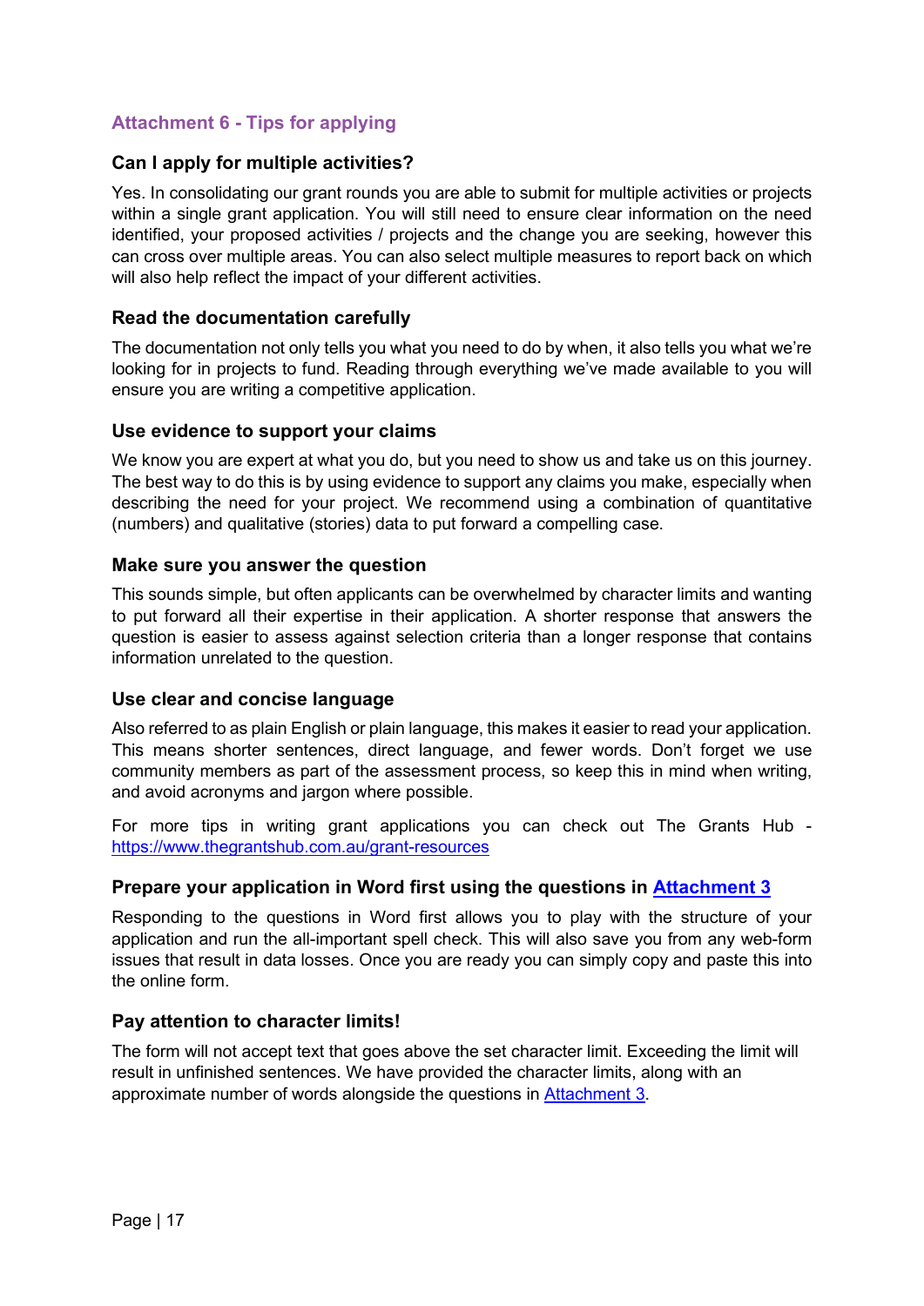## Attachment 6 - Tips for applying

### Can I apply for multiple activities?

Yes. In consolidating our grant rounds you are able to submit for multiple activities or projects within a single grant application. You will still need to ensure clear information on the need identified, your proposed activities / projects and the change you are seeking, however this can cross over multiple areas. You can also select multiple measures to report back on which will also help reflect the impact of your different activities.

### Read the documentation carefully

The documentation not only tells you what you need to do by when, it also tells you what we're looking for in projects to fund. Reading through everything we've made available to you will ensure you are writing a competitive application.

### Use evidence to support your claims

We know you are expert at what you do, but you need to show us and take us on this journey. The best way to do this is by using evidence to support any claims you make, especially when describing the need for your project. We recommend using a combination of quantitative (numbers) and qualitative (stories) data to put forward a compelling case.

### Make sure you answer the question

This sounds simple, but often applicants can be overwhelmed by character limits and wanting to put forward all their expertise in their application. A shorter response that answers the question is easier to assess against selection criteria than a longer response that contains information unrelated to the question.

### Use clear and concise language

Also referred to as plain English or plain language, this makes it easier to read your application. This means shorter sentences, direct language, and fewer words. Don't forget we use community members as part of the assessment process, so keep this in mind when writing, and avoid acronyms and jargon where possible.

For more tips in writing grant applications you can check out The Grants Hub - [https://www.thegrantshub.com.au/grant-resources](https://www.thegrantshub.com.au/grant-resources)

### Prepare your application in Word first using the questions in Attachment 3

Responding to the questions in Word first allows you to play with the structure of your application and run the all-important spell check. This will also save you from any web-form issues that result in data losses. Once you are ready you can simply copy and paste this into the online form.

### Pay attention to character limits!

The form will not accept text that goes above the set character limit. Exceeding the limit will result in unfinished sentences. We have provided the character limits, along with an approximate number of words alongside the questions in Attachment 3.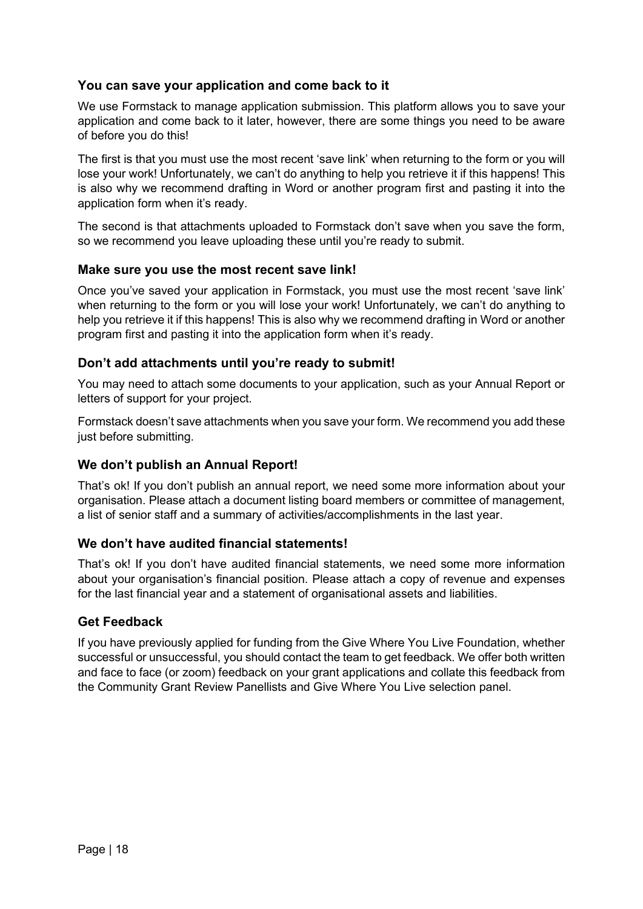### You can save your application and come back to it

We use Formstack to manage application submission. This platform allows you to save your application and come back to it later, however, there are some things you need to be aware of before you do this!

The first is that you must use the most recent 'save link' when returning to the form or you will lose your work! Unfortunately, we can't do anything to help you retrieve it if this happens! This is also why we recommend drafting in Word or another program first and pasting it into the application form when it's ready.

The second is that attachments uploaded to Formstack don't save when you save the form, so we recommend you leave uploading these until you're ready to submit.

### Make sure you use the most recent save link!

Once you've saved your application in Formstack, you must use the most recent 'save link' when returning to the form or you will lose your work! Unfortunately, we can't do anything to help you retrieve it if this happens! This is also why we recommend drafting in Word or another program first and pasting it into the application form when it's ready.

### Don't add attachments until you're ready to submit!

You may need to attach some documents to your application, such as your Annual Report or letters of support for your project.

Formstack doesn't save attachments when you save your form. We recommend you add these just before submitting.

### We don't publish an Annual Report!

That's ok! If you don't publish an annual report, we need some more information about your organisation. Please attach a document listing board members or committee of management, a list of senior staff and a summary of activities/accomplishments in the last year.

### We don't have audited financial statements!

That's ok! If you don't have audited financial statements, we need some more information about your organisation's financial position. Please attach a copy of revenue and expenses for the last financial year and a statement of organisational assets and liabilities.

### Get Feedback

If you have previously applied for funding from the Give Where You Live Foundation, whether successful or unsuccessful, you should contact the team to get feedback. We offer both written and face to face (or zoom) feedback on your grant applications and collate this feedback from the Community Grant Review Panellists and Give Where You Live selection panel.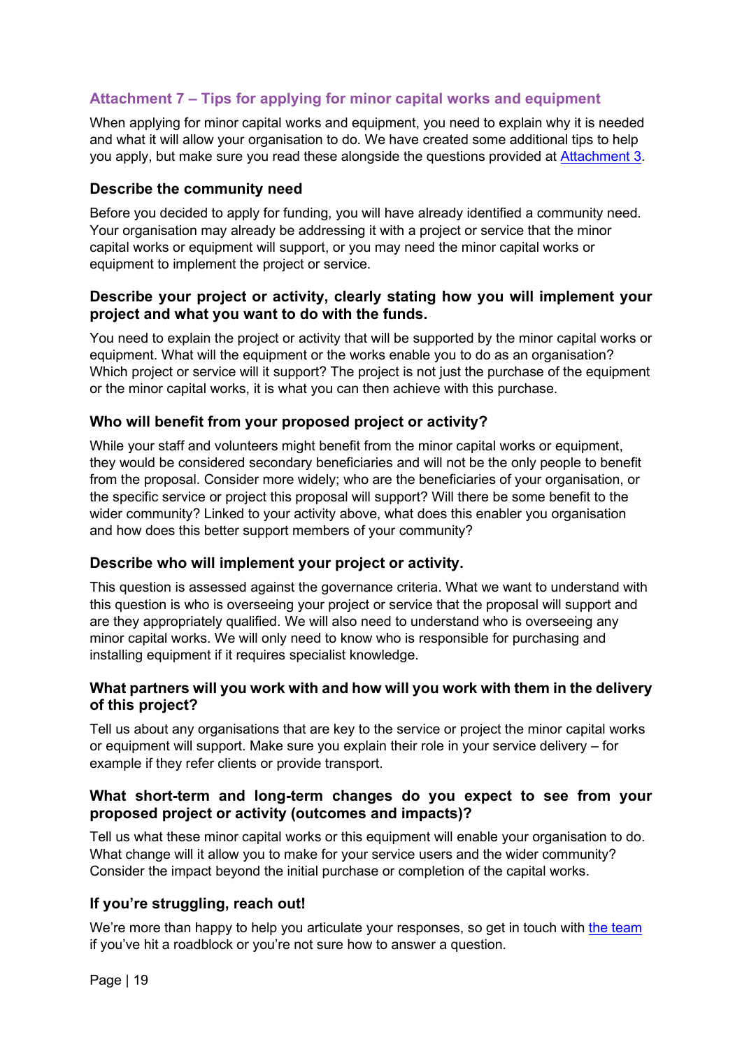## Attachment 7 – Tips for applying for minor capital works and equipment

When applying for minor capital works and equipment, you need to explain why it is needed and what it will allow your organisation to do. We have created some additional tips to help you apply, but make sure you read these alongside the questions provided at [Attachment 3](#).

### Describe the community need

Before you decided to apply for funding, you will have already identified a community need. Your organisation may already be addressing it with a project or service that the minor capital works or equipment will support, or you may need the minor capital works or equipment to implement the project or service.

### Describe your project or activity, clearly stating how you will implement your project and what you want to do with the funds.

You need to explain the project or activity that will be supported by the minor capital works or equipment. What will the equipment or the works enable you to do as an organisation? Which project or service will it support? The project is not just the purchase of the equipment or the minor capital works, it is what you can then achieve with this purchase.

### Who will benefit from your proposed project or activity?

While your staff and volunteers might benefit from the minor capital works or equipment, they would be considered secondary beneficiaries and will not be the only people to benefit from the proposal. Consider more widely; who are the beneficiaries of your organisation, or the specific service or project this proposal will support? Will there be some benefit to the wider community? Linked to your activity above, what does this enabler you organisation and how does this better support members of your community?

### Describe who will implement your project or activity.

This question is assessed against the governance criteria. What we want to understand with this question is who is overseeing your project or service that the proposal will support and are they appropriately qualified. We will also need to understand who is overseeing any minor capital works. We will only need to know who is responsible for purchasing and installing equipment if it requires specialist knowledge.

### What partners will you work with and how will you work with them in the delivery of this project?

Tell us about any organisations that are key to the service or project the minor capital works or equipment will support. Make sure you explain their role in your service delivery – for example if they refer clients or provide transport.

### What short-term and long-term changes do you expect to see from your proposed project or activity (outcomes and impacts)?

Tell us what these minor capital works or this equipment will enable your organisation to do. What change will it allow you to make for your service users and the wider community? Consider the impact beyond the initial purchase or completion of the capital works.

### If you're struggling, reach out!

We're more than happy to help you articulate your responses, so get in touch with [the team](#) if you've hit a roadblock or you're not sure how to answer a question.